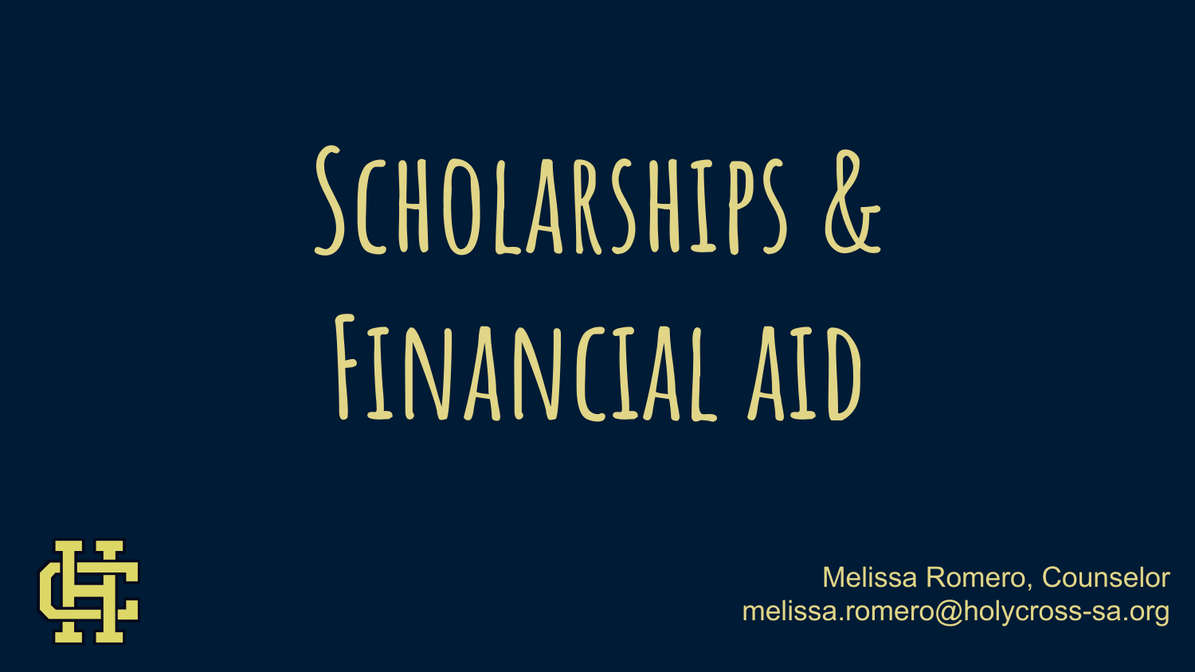# Scholarships & Financial aid

Melissa Romero, Counselor
melissa.romero@holycross-sa.org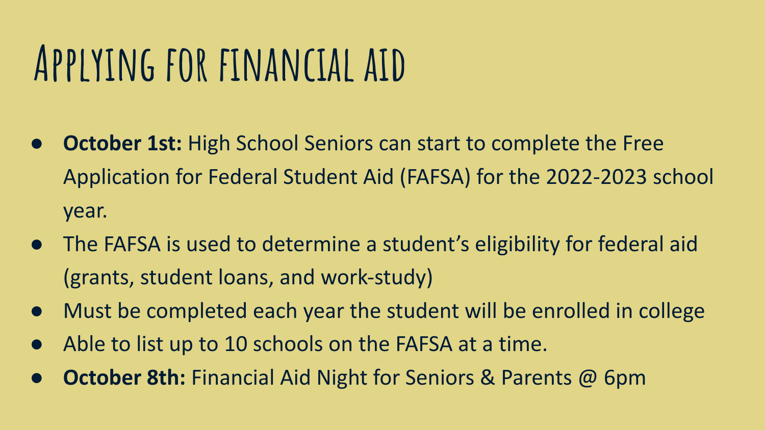# Applying for financial aid

- **October 1st:** High School Seniors can start to complete the Free Application for Federal Student Aid (FAFSA) for the 2022-2023 school year.
- The FAFSA is used to determine a student's eligibility for federal aid (grants, student loans, and work-study)
- Must be completed each year the student will be enrolled in college
- Able to list up to 10 schools on the FAFSA at a time.
- **October 8th:** Financial Aid Night for Seniors & Parents @ 6pm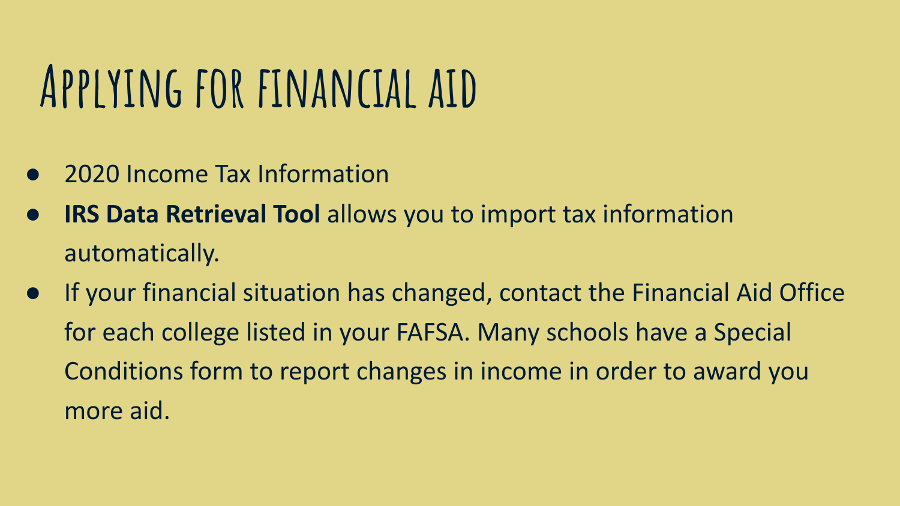# Applying for financial aid

- 2020 Income Tax Information
- **IRS Data Retrieval Tool** allows you to import tax information automatically.
- If your financial situation has changed, contact the Financial Aid Office for each college listed in your FAFSA. Many schools have a Special Conditions form to report changes in income in order to award you more aid.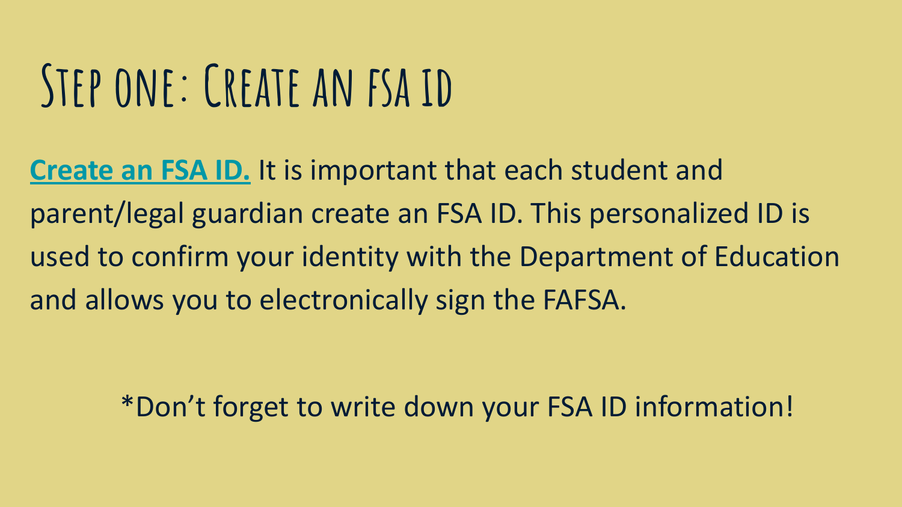# Step one: Create an fsa id

**Create an FSA ID.** It is important that each student and parent/legal guardian create an FSA ID. This personalized ID is used to confirm your identity with the Department of Education and allows you to electronically sign the FAFSA.

*Don't forget to write down your FSA ID information!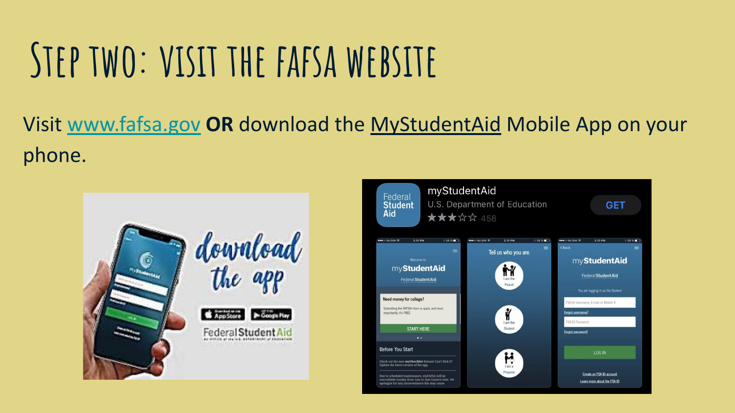# Step two: visit the fafsa website

Visit [www.fafsa.gov](http://www.fafsa.gov) **OR** download the MyStudentAid Mobile App on your phone.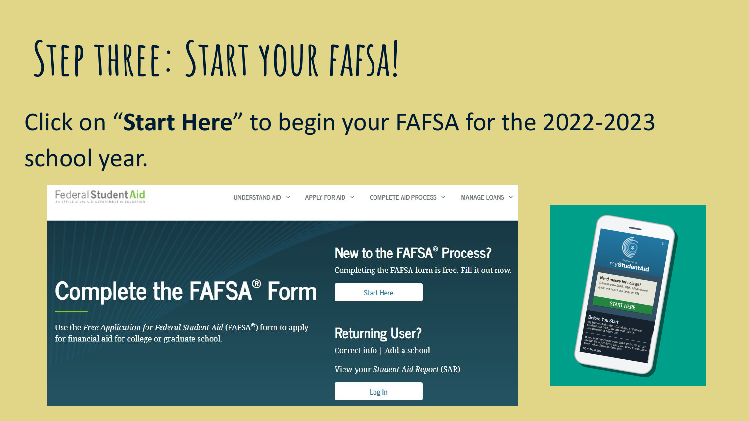# Step three: Start your FAFSA!

Click on "**Start Here**" to begin your FAFSA for the 2022-2023 school year.

Federal Student Aid
An OFFICE of the U.S. DEPARTMENT of EDUCATION

UNDERSTAND AID | APPLY FOR AID | COMPLETE AID PROCESS | MANAGE LOANS

## Complete the FAFSA® Form

Use the *Free Application for Federal Student Aid* (FAFSA®) form to apply for financial aid for college or graduate school.

### New to the FAFSA® Process?

Completing the FAFSA form is free. Fill it out now.

Start Here

### Returning User?

Correct info | Add a school

View your *Student Aid Report* (SAR)

Log In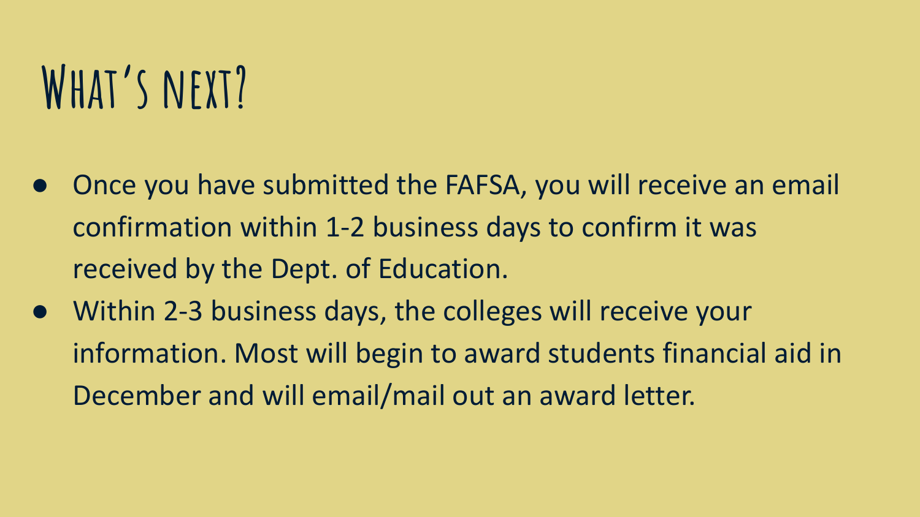# What's next?

- Once you have submitted the FAFSA, you will receive an email confirmation within 1-2 business days to confirm it was received by the Dept. of Education.
- Within 2-3 business days, the colleges will receive your information. Most will begin to award students financial aid in December and will email/mail out an award letter.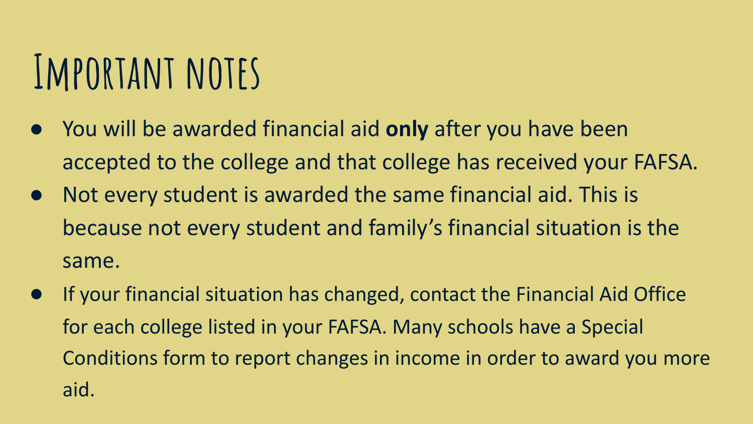# Important notes

- You will be awarded financial aid **only** after you have been accepted to the college and that college has received your FAFSA.
- Not every student is awarded the same financial aid. This is because not every student and family's financial situation is the same.
- If your financial situation has changed, contact the Financial Aid Office for each college listed in your FAFSA. Many schools have a Special Conditions form to report changes in income in order to award you more aid.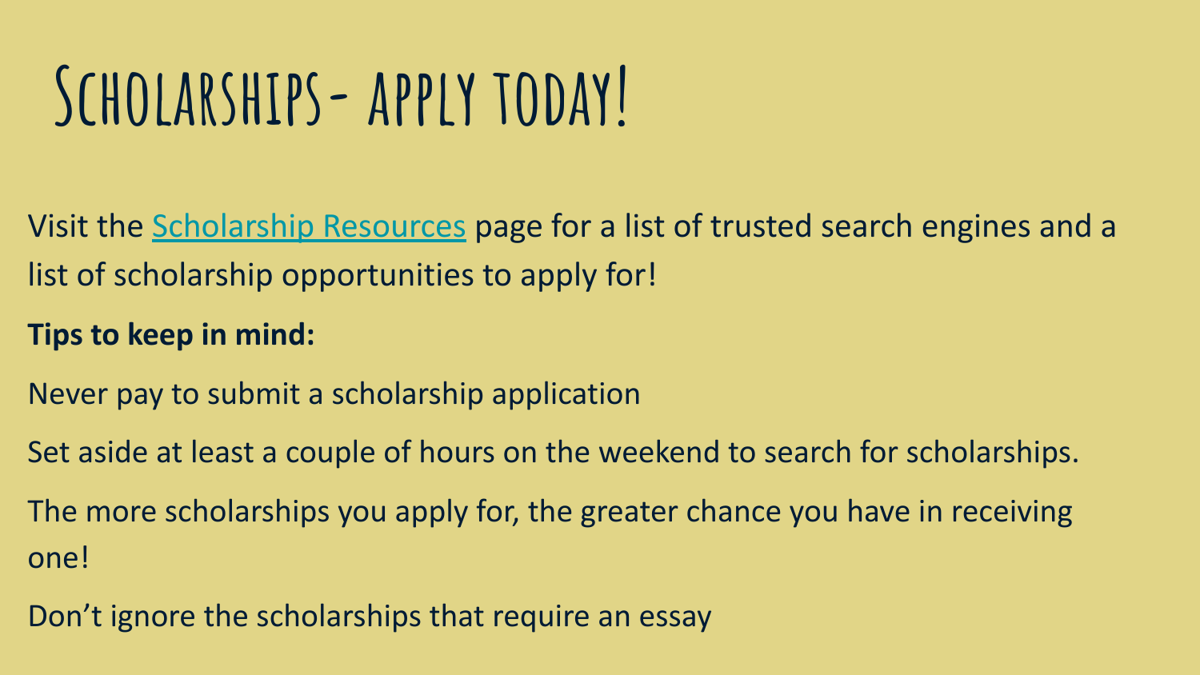# Scholarships- apply today!

Visit the Scholarship Resources page for a list of trusted search engines and a list of scholarship opportunities to apply for!

**Tips to keep in mind:**

Never pay to submit a scholarship application

Set aside at least a couple of hours on the weekend to search for scholarships.

The more scholarships you apply for, the greater chance you have in receiving one!

Don't ignore the scholarships that require an essay